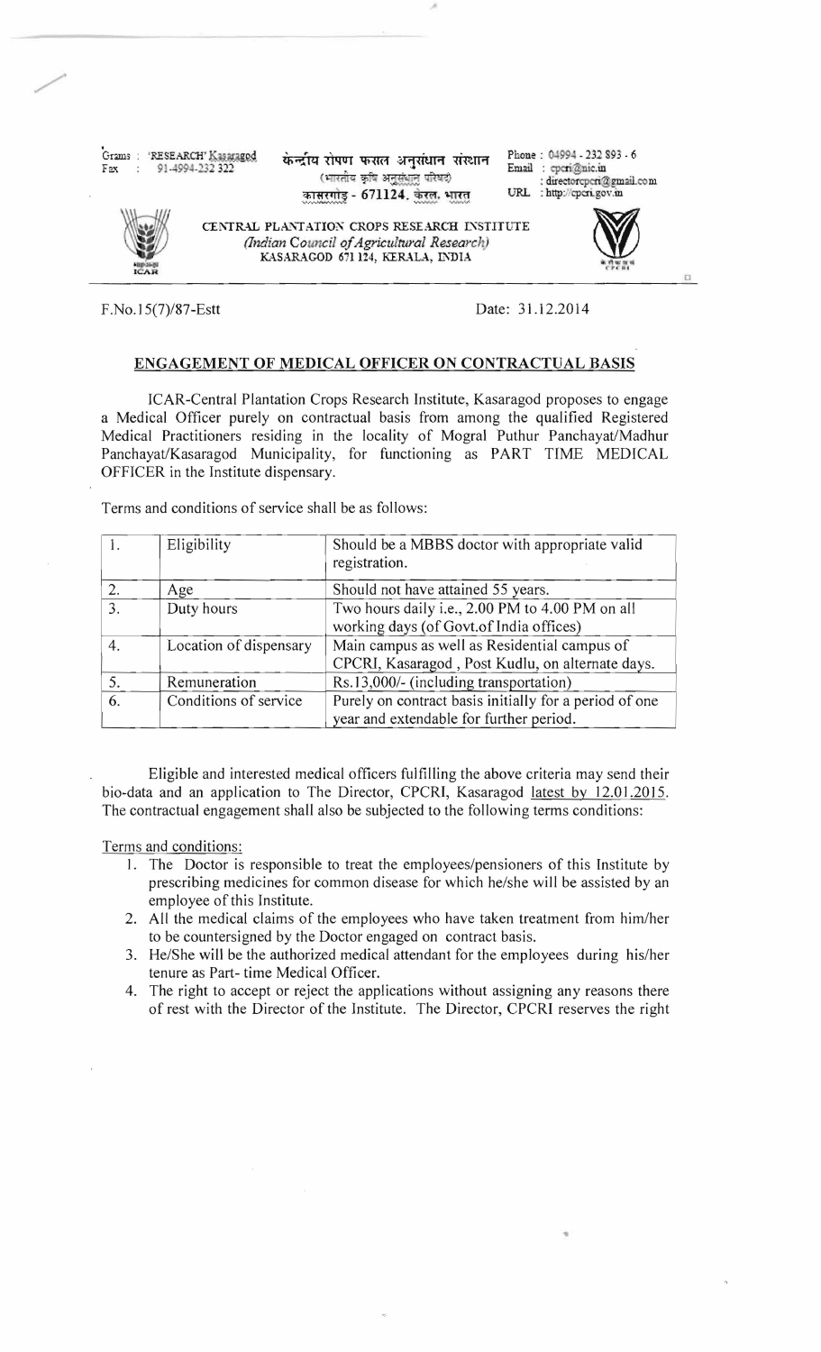Grams : 'RESEARCH' Kasaragod
Fax : 91-4994-232 322

केन्द्रीय रोपण फसल अनुसंधान संस्थान
(भारतीय कृषि अनुसंधान परिषद)
कासरगोड - 671124, केरल, भारत

Phone : 04994 - 232 893 - 6
Email : cpcri@nic.in
: directorcpcri@gmail.com
URL : http://cpcri.gov.in

CENTRAL PLANTATION CROPS RESEARCH INSTITUTE
*(Indian Council of Agricultural Research)*
KASARAGOD 671 124, KERALA, INDIA

F.No.15(7)/87-Estt

Date: 31.12.2014

## ENGAGEMENT OF MEDICAL OFFICER ON CONTRACTUAL BASIS

ICAR-Central Plantation Crops Research Institute, Kasaragod proposes to engage a Medical Officer purely on contractual basis from among the qualified Registered Medical Practitioners residing in the locality of Mogral Puthur Panchayat/Madhur Panchayat/Kasaragod Municipality, for functioning as PART TIME MEDICAL OFFICER in the Institute dispensary.

Terms and conditions of service shall be as follows:

| | | |
|---|---|---|
| 1. | Eligibility | Should be a MBBS doctor with appropriate valid registration. |
| 2. | Age | Should not have attained 55 years. |
| 3. | Duty hours | Two hours daily i.e., 2.00 PM to 4.00 PM on all working days (of Govt.of India offices) |
| 4. | Location of dispensary | Main campus as well as Residential campus of CPCRI, Kasaragod , Post Kudlu, on alternate days. |
| 5. | Remuneration | Rs.13,000/- (including transportation) |
| 6. | Conditions of service | Purely on contract basis initially for a period of one year and extendable for further period. |

Eligible and interested medical officers fulfilling the above criteria may send their bio-data and an application to The Director, CPCRI, Kasaragod latest by 12.01.2015. The contractual engagement shall also be subjected to the following terms conditions:

Terms and conditions:

1. The Doctor is responsible to treat the employees/pensioners of this Institute by prescribing medicines for common disease for which he/she will be assisted by an employee of this Institute.
2. All the medical claims of the employees who have taken treatment from him/her to be countersigned by the Doctor engaged on contract basis.
3. He/She will be the authorized medical attendant for the employees during his/her tenure as Part- time Medical Officer.
4. The right to accept or reject the applications without assigning any reasons there of rest with the Director of the Institute. The Director, CPCRI reserves the right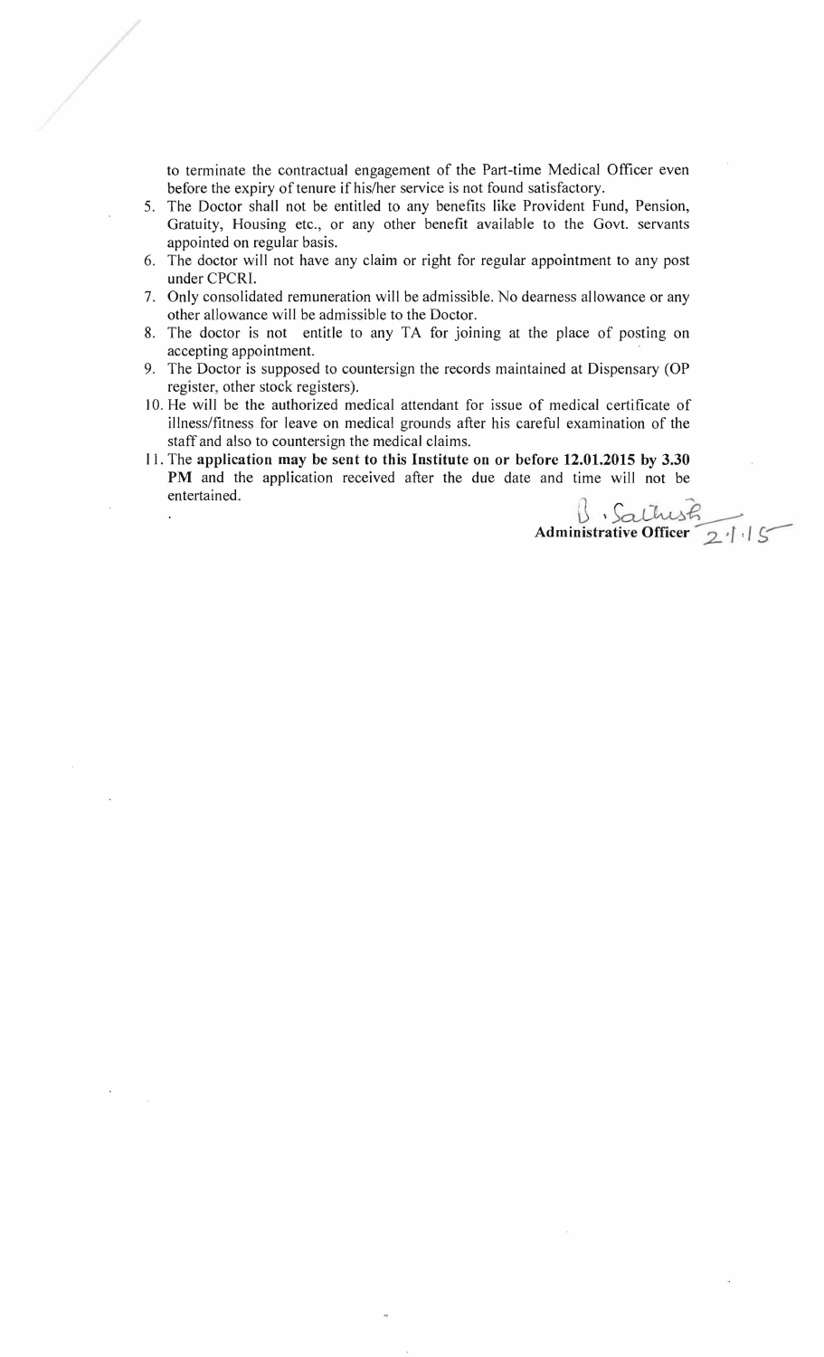to terminate the contractual engagement of the Part-time Medical Officer even before the expiry of tenure if his/her service is not found satisfactory.

5. The Doctor shall not be entitled to any benefits like Provident Fund, Pension, Gratuity, Housing etc., or any other benefit available to the Govt. servants appointed on regular basis.
6. The doctor will not have any claim or right for regular appointment to any post under CPCRI.
7. Only consolidated remuneration will be admissible. No dearness allowance or any other allowance will be admissible to the Doctor.
8. The doctor is not entitle to any TA for joining at the place of posting on accepting appointment.
9. The Doctor is supposed to countersign the records maintained at Dispensary (OP register, other stock registers).
10. He will be the authorized medical attendant for issue of medical certificate of illness/fitness for leave on medical grounds after his careful examination of the staff and also to countersign the medical claims.
11. The **application may be sent to this Institute on or before 12.01.2015 by 3.30 PM** and the application received after the due date and time will not be entertained.

B. Sathish 2.1.15
**Administrative Officer**